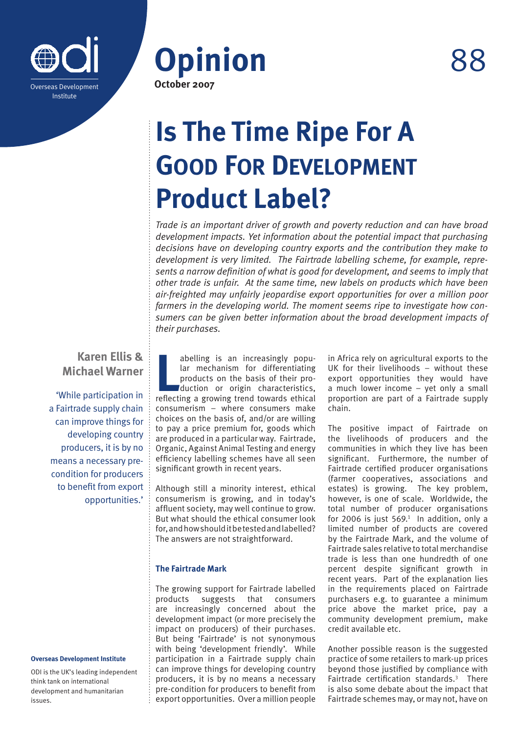Overseas Development Institute

# Opinion 88

**October 2007**

# Is The Time Ripe For A Good For Development Product Label?

*Trade is an important driver of growth and poverty reduction and can have broad development impacts. Yet information about the potential impact that purchasing decisions have on developing country exports and the contribution they make to development is very limited. The Fairtrade labelling scheme, for example, represents a narrow definition of what is good for development, and seems to imply that other trade is unfair. At the same time, new labels on products which have been air-freighted may unfairly jeopardise export opportunities for over a million poor farmers in the developing world. The moment seems ripe to investigate how consumers can be given better information about the broad development impacts of their purchases.*

**Karen Ellis & Michael Warner**

'While participation in a Fairtrade supply chain can improve things for developing country producers, it is by no means a necessary pre-condition for producers to benefit from export opportunities.'

Labelling is an increasingly popular mechanism for differentiating products on the basis of their production or origin characteristics, reflecting a growing trend towards ethical consumerism – where consumers make choices on the basis of, and/or are willing to pay a price premium for, goods which are produced in a particular way. Fairtrade, Organic, Against Animal Testing and energy efficiency labelling schemes have all seen significant growth in recent years.

Although still a minority interest, ethical consumerism is growing, and in today's affluent society, may well continue to grow. But what should the ethical consumer look for, and how should it be tested and labelled? The answers are not straightforward.

### The Fairtrade Mark

The growing support for Fairtrade labelled products suggests that consumers are increasingly concerned about the development impact (or more precisely the impact on producers) of their purchases. But being 'Fairtrade' is not synonymous with being 'development friendly'. While participation in a Fairtrade supply chain can improve things for developing country producers, it is by no means a necessary pre-condition for producers to benefit from export opportunities. Over a million people in Africa rely on agricultural exports to the UK for their livelihoods – without these export opportunities they would have a much lower income – yet only a small proportion are part of a Fairtrade supply chain.

The positive impact of Fairtrade on the livelihoods of producers and the communities in which they live has been significant. Furthermore, the number of Fairtrade certified producer organisations (farmer cooperatives, associations and estates) is growing. The key problem, however, is one of scale. Worldwide, the total number of producer organisations for 2006 is just 569.[1] In addition, only a limited number of products are covered by the Fairtrade Mark, and the volume of Fairtrade sales relative to total merchandise trade is less than one hundredth of one percent despite significant growth in recent years. Part of the explanation lies in the requirements placed on Fairtrade purchasers e.g. to guarantee a minimum price above the market price, pay a community development premium, make credit available etc.

Another possible reason is the suggested practice of some retailers to mark-up prices beyond those justified by compliance with Fairtrade certification standards.[3] There is also some debate about the impact that Fairtrade schemes may, or may not, have on

**Overseas Development Institute**

ODI is the UK's leading independent think tank on international development and humanitarian issues.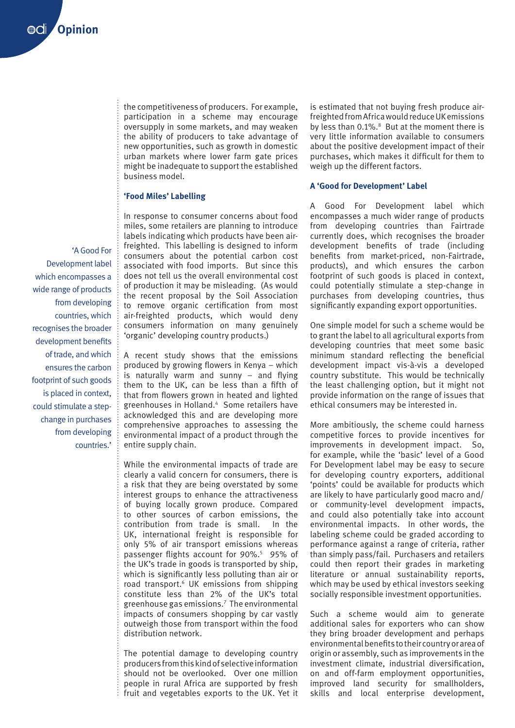the competitiveness of producers. For example, participation in a scheme may encourage oversupply in some markets, and may weaken the ability of producers to take advantage of new opportunities, such as growth in domestic urban markets where lower farm gate prices might be inadequate to support the established business model.

### 'Food Miles' Labelling

In response to consumer concerns about food miles, some retailers are planning to introduce labels indicating which products have been air-freighted. This labelling is designed to inform consumers about the potential carbon cost associated with food imports. But since this does not tell us the overall environmental cost of production it may be misleading. (As would the recent proposal by the Soil Association to remove organic certification from most air-freighted products, which would deny consumers information on many genuinely 'organic' developing country products.)

> 'A Good For Development label which encompasses a wide range of products from developing countries, which recognises the broader development benefits of trade, and which ensures the carbon footprint of such goods is placed in context, could stimulate a step-change in purchases from developing countries.'

A recent study shows that the emissions produced by growing flowers in Kenya – which is naturally warm and sunny – and flying them to the UK, can be less than a fifth of that from flowers grown in heated and lighted greenhouses in Holland.[4] Some retailers have acknowledged this and are developing more comprehensive approaches to assessing the environmental impact of a product through the entire supply chain.

While the environmental impacts of trade are clearly a valid concern for consumers, there is a risk that they are being overstated by some interest groups to enhance the attractiveness of buying locally grown produce. Compared to other sources of carbon emissions, the contribution from trade is small. In the UK, international freight is responsible for only 5% of air transport emissions whereas passenger flights account for 90%.[5] 95% of the UK's trade in goods is transported by ship, which is significantly less polluting than air or road transport.[6] UK emissions from shipping constitute less than 2% of the UK's total greenhouse gas emissions.[7] The environmental impacts of consumers shopping by car vastly outweigh those from transport within the food distribution network.

The potential damage to developing country producers from this kind of selective information should not be overlooked. Over one million people in rural Africa are supported by fresh fruit and vegetables exports to the UK. Yet it is estimated that not buying fresh produce air-freighted from Africa would reduce UK emissions by less than 0.1%.[8] But at the moment there is very little information available to consumers about the positive development impact of their purchases, which makes it difficult for them to weigh up the different factors.

### A 'Good for Development' Label

A Good For Development label which encompasses a much wider range of products from developing countries than Fairtrade currently does, which recognises the broader development benefits of trade (including benefits from market-priced, non-Fairtrade, products), and which ensures the carbon footprint of such goods is placed in context, could potentially stimulate a step-change in purchases from developing countries, thus significantly expanding export opportunities.

One simple model for such a scheme would be to grant the label to all agricultural exports from developing countries that meet some basic minimum standard reflecting the beneficial development impact vis-à-vis a developed country substitute. This would be technically the least challenging option, but it might not provide information on the range of issues that ethical consumers may be interested in.

More ambitiously, the scheme could harness competitive forces to provide incentives for improvements in development impact. So, for example, while the 'basic' level of a Good For Development label may be easy to secure for developing country exporters, additional 'points' could be available for products which are likely to have particularly good macro and/or community-level development impacts, and could also potentially take into account environmental impacts. In other words, the labeling scheme could be graded according to performance against a range of criteria, rather than simply pass/fail. Purchasers and retailers could then report their grades in marketing literature or annual sustainability reports, which may be used by ethical investors seeking socially responsible investment opportunities.

Such a scheme would aim to generate additional sales for exporters who can show they bring broader development and perhaps environmental benefits to their country or area of origin or assembly, such as improvements in the investment climate, industrial diversification, on and off-farm employment opportunities, improved land security for smallholders, skills and local enterprise development,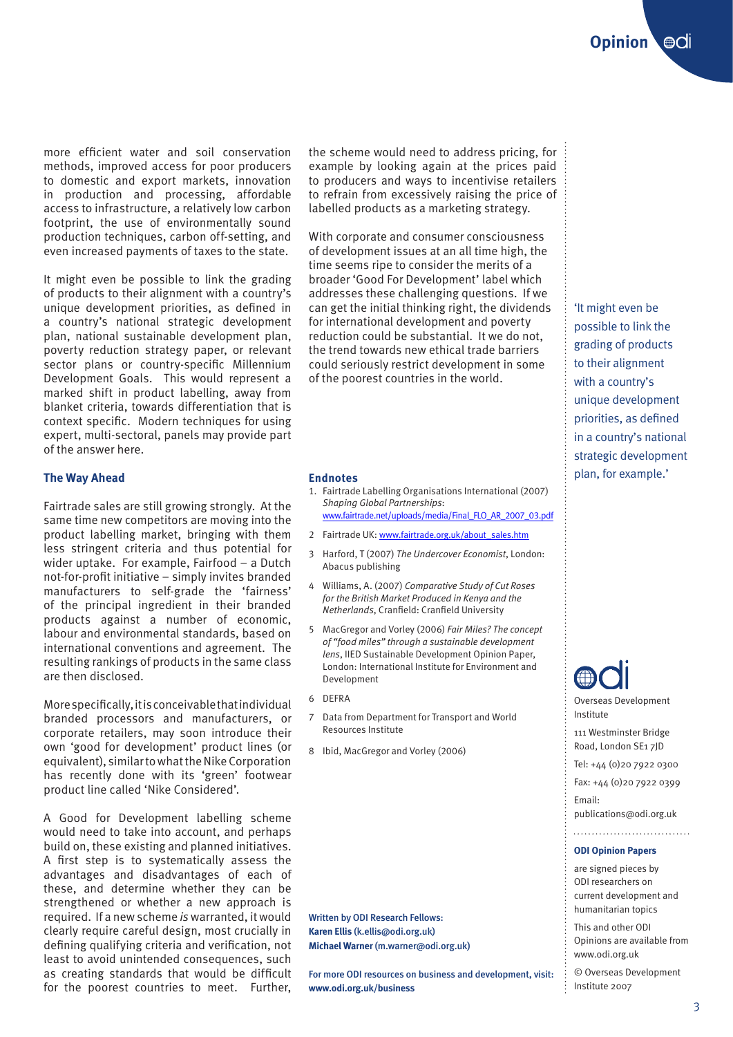more efficient water and soil conservation methods, improved access for poor producers to domestic and export markets, innovation in production and processing, affordable access to infrastructure, a relatively low carbon footprint, the use of environmentally sound production techniques, carbon off-setting, and even increased payments of taxes to the state.

It might even be possible to link the grading of products to their alignment with a country's unique development priorities, as defined in a country's national strategic development plan, national sustainable development plan, poverty reduction strategy paper, or relevant sector plans or country-specific Millennium Development Goals. This would represent a marked shift in product labelling, away from blanket criteria, towards differentiation that is context specific. Modern techniques for using expert, multi-sectoral, panels may provide part of the answer here.

### The Way Ahead

Fairtrade sales are still growing strongly. At the same time new competitors are moving into the product labelling market, bringing with them less stringent criteria and thus potential for wider uptake. For example, Fairfood – a Dutch not-for-profit initiative – simply invites branded manufacturers to self-grade the 'fairness' of the principal ingredient in their branded products against a number of economic, labour and environmental standards, based on international conventions and agreement. The resulting rankings of products in the same class are then disclosed.

More specifically, it is conceivable that individual branded processors and manufacturers, or corporate retailers, may soon introduce their own 'good for development' product lines (or equivalent), similar to what the Nike Corporation has recently done with its 'green' footwear product line called 'Nike Considered'.

A Good for Development labelling scheme would need to take into account, and perhaps build on, these existing and planned initiatives. A first step is to systematically assess the advantages and disadvantages of each of these, and determine whether they can be strengthened or whether a new approach is required. If a new scheme *is* warranted, it would clearly require careful design, most crucially in defining qualifying criteria and verification, not least to avoid unintended consequences, such as creating standards that would be difficult for the poorest countries to meet. Further, the scheme would need to address pricing, for example by looking again at the prices paid to producers and ways to incentivise retailers to refrain from excessively raising the price of labelled products as a marketing strategy.

With corporate and consumer consciousness of development issues at an all time high, the time seems ripe to consider the merits of a broader 'Good For Development' label which addresses these challenging questions. If we can get the initial thinking right, the dividends for international development and poverty reduction could be substantial. It we do not, the trend towards new ethical trade barriers could seriously restrict development in some of the poorest countries in the world.

'It might even be possible to link the grading of products to their alignment with a country's unique development priorities, as defined in a country's national strategic development plan, for example.'

### Endnotes

1. Fairtrade Labelling Organisations International (2007) *Shaping Global Partnerships*: www.fairtrade.net/uploads/media/Final_FLO_AR_2007_03.pdf
2. Fairtrade UK: www.fairtrade.org.uk/about_sales.htm
3. Harford, T (2007) *The Undercover Economist*, London: Abacus publishing
4. Williams, A. (2007) *Comparative Study of Cut Roses for the British Market Produced in Kenya and the Netherlands*, Cranfield: Cranfield University
5. MacGregor and Vorley (2006) *Fair Miles? The concept of "food miles" through a sustainable development lens*, IIED Sustainable Development Opinion Paper, London: International Institute for Environment and Development
6. DEFRA
7. Data from Department for Transport and World Resources Institute
8. Ibid, MacGregor and Vorley (2006)

**Written by ODI Research Fellows:**
**Karen Ellis** (k.ellis@odi.org.uk)
**Michael Warner** (m.warner@odi.org.uk)

**For more ODI resources on business and development, visit: www.odi.org.uk/business**

Overseas Development Institute

111 Westminster Bridge Road, London SE1 7JD

Tel: +44 (0)20 7922 0300

Fax: +44 (0)20 7922 0399

Email: publications@odi.org.uk

**ODI Opinion Papers**

are signed pieces by ODI researchers on current development and humanitarian topics

This and other ODI Opinions are available from www.odi.org.uk

© Overseas Development Institute 2007